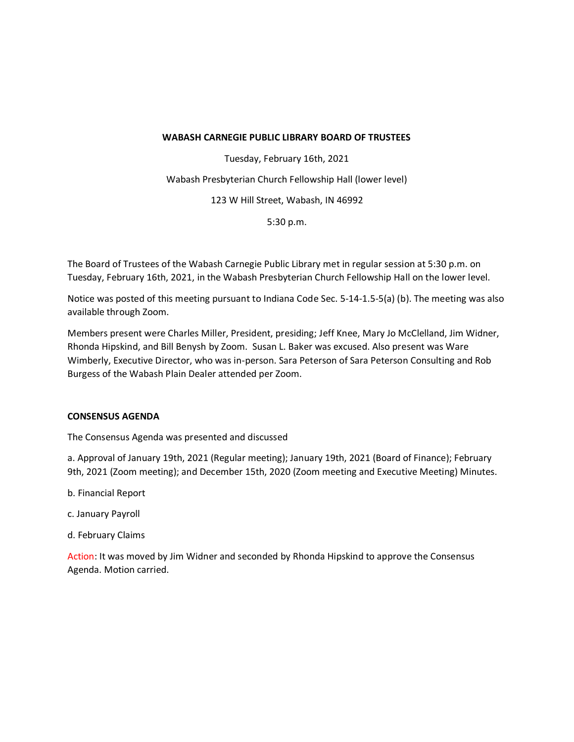**WABASH CARNEGIE PUBLIC LIBRARY BOARD OF TRUSTEES**

Tuesday, February 16th, 2021

Wabash Presbyterian Church Fellowship Hall (lower level)

123 W Hill Street, Wabash, IN 46992

5:30 p.m.

The Board of Trustees of the Wabash Carnegie Public Library met in regular session at 5:30 p.m. on Tuesday, February 16th, 2021, in the Wabash Presbyterian Church Fellowship Hall on the lower level.

Notice was posted of this meeting pursuant to Indiana Code Sec. 5-14-1.5-5(a) (b). The meeting was also available through Zoom.

Members present were Charles Miller, President, presiding; Jeff Knee, Mary Jo McClelland, Jim Widner, Rhonda Hipskind, and Bill Benysh by Zoom. Susan L. Baker was excused. Also present was Ware Wimberly, Executive Director, who was in-person. Sara Peterson of Sara Peterson Consulting and Rob Burgess of the Wabash Plain Dealer attended per Zoom.

**CONSENSUS AGENDA**

The Consensus Agenda was presented and discussed

a. Approval of January 19th, 2021 (Regular meeting); January 19th, 2021 (Board of Finance); February 9th, 2021 (Zoom meeting); and December 15th, 2020 (Zoom meeting and Executive Meeting) Minutes.

b. Financial Report

c. January Payroll

d. February Claims

Action: It was moved by Jim Widner and seconded by Rhonda Hipskind to approve the Consensus Agenda. Motion carried.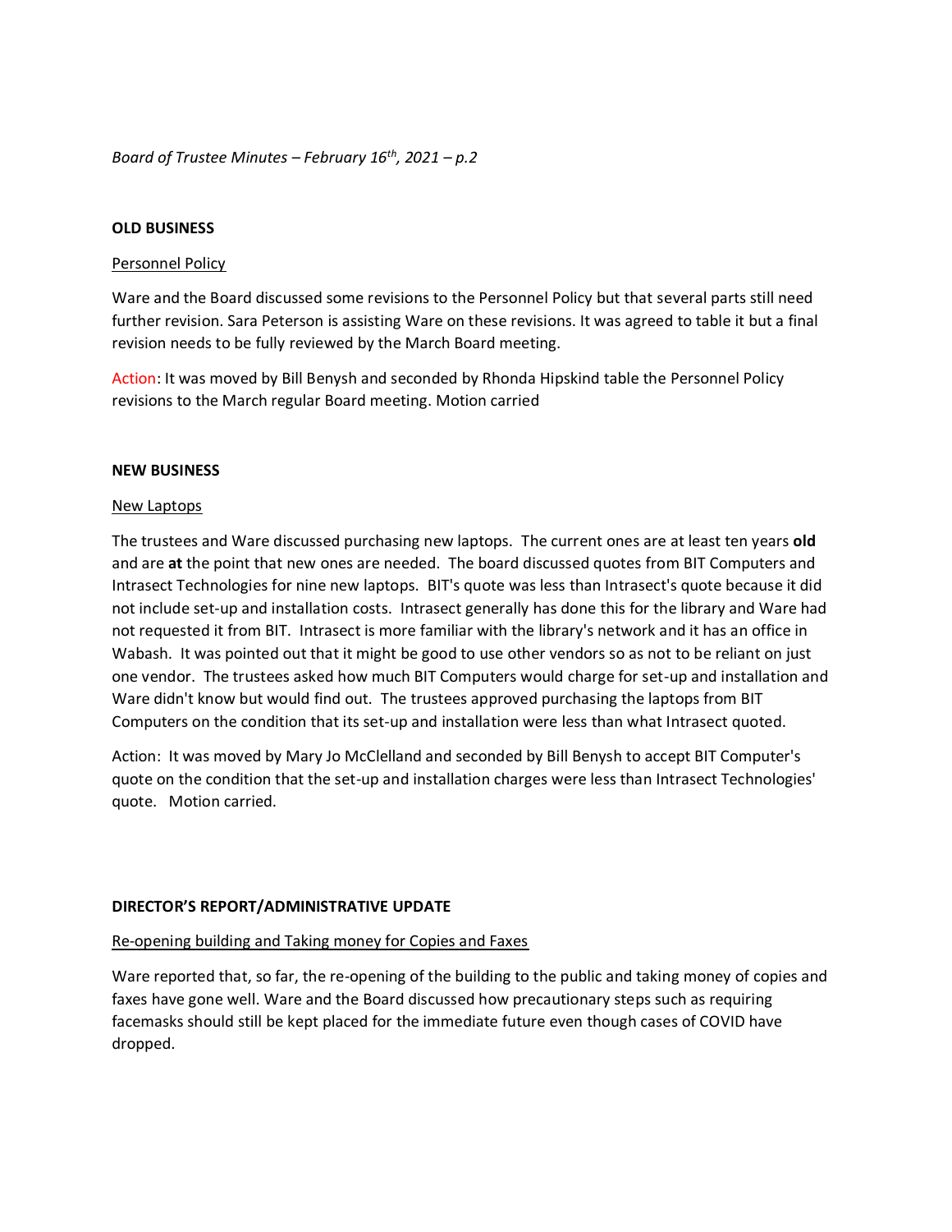## OLD BUSINESS

Personnel Policy

Ware and the Board discussed some revisions to the Personnel Policy but that several parts still need further revision. Sara Peterson is assisting Ware on these revisions. It was agreed to table it but a final revision needs to be fully reviewed by the March Board meeting.

Action: It was moved by Bill Benysh and seconded by Rhonda Hipskind table the Personnel Policy revisions to the March regular Board meeting. Motion carried

## NEW BUSINESS

New Laptops

The trustees and Ware discussed purchasing new laptops. The current ones are at least ten years **old** and are **at** the point that new ones are needed. The board discussed quotes from BIT Computers and Intrasect Technologies for nine new laptops. BIT's quote was less than Intrasect's quote because it did not include set-up and installation costs. Intrasect generally has done this for the library and Ware had not requested it from BIT. Intrasect is more familiar with the library's network and it has an office in Wabash. It was pointed out that it might be good to use other vendors so as not to be reliant on just one vendor. The trustees asked how much BIT Computers would charge for set-up and installation and Ware didn't know but would find out. The trustees approved purchasing the laptops from BIT Computers on the condition that its set-up and installation were less than what Intrasect quoted.

Action: It was moved by Mary Jo McClelland and seconded by Bill Benysh to accept BIT Computer's quote on the condition that the set-up and installation charges were less than Intrasect Technologies' quote. Motion carried.

## DIRECTOR'S REPORT/ADMINISTRATIVE UPDATE

Re-opening building and Taking money for Copies and Faxes

Ware reported that, so far, the re-opening of the building to the public and taking money of copies and faxes have gone well. Ware and the Board discussed how precautionary steps such as requiring facemasks should still be kept placed for the immediate future even though cases of COVID have dropped.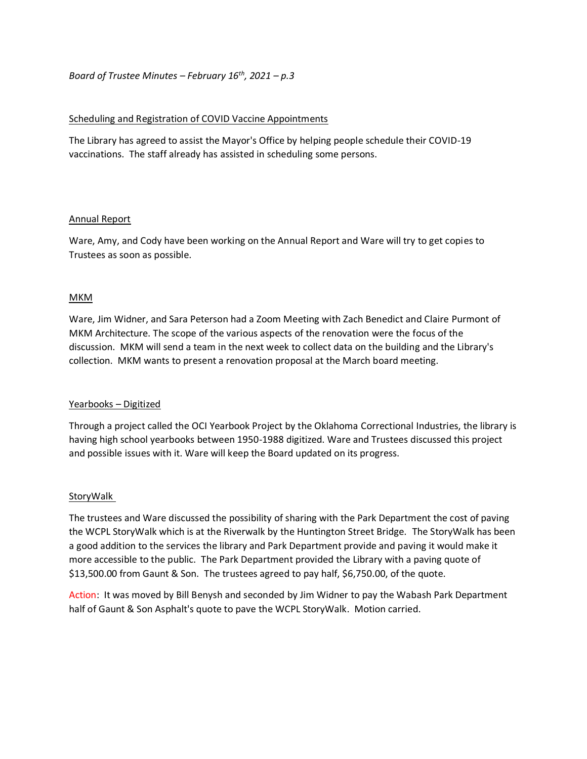Scheduling and Registration of COVID Vaccine Appointments

The Library has agreed to assist the Mayor's Office by helping people schedule their COVID-19 vaccinations. The staff already has assisted in scheduling some persons.

Annual Report

Ware, Amy, and Cody have been working on the Annual Report and Ware will try to get copies to Trustees as soon as possible.

MKM

Ware, Jim Widner, and Sara Peterson had a Zoom Meeting with Zach Benedict and Claire Purmont of MKM Architecture. The scope of the various aspects of the renovation were the focus of the discussion. MKM will send a team in the next week to collect data on the building and the Library's collection. MKM wants to present a renovation proposal at the March board meeting.

Yearbooks – Digitized

Through a project called the OCI Yearbook Project by the Oklahoma Correctional Industries, the library is having high school yearbooks between 1950-1988 digitized. Ware and Trustees discussed this project and possible issues with it. Ware will keep the Board updated on its progress.

StoryWalk

The trustees and Ware discussed the possibility of sharing with the Park Department the cost of paving the WCPL StoryWalk which is at the Riverwalk by the Huntington Street Bridge. The StoryWalk has been a good addition to the services the library and Park Department provide and paving it would make it more accessible to the public. The Park Department provided the Library with a paving quote of $13,500.00 from Gaunt & Son. The trustees agreed to pay half, $6,750.00, of the quote.

Action: It was moved by Bill Benysh and seconded by Jim Widner to pay the Wabash Park Department half of Gaunt & Son Asphalt's quote to pave the WCPL StoryWalk. Motion carried.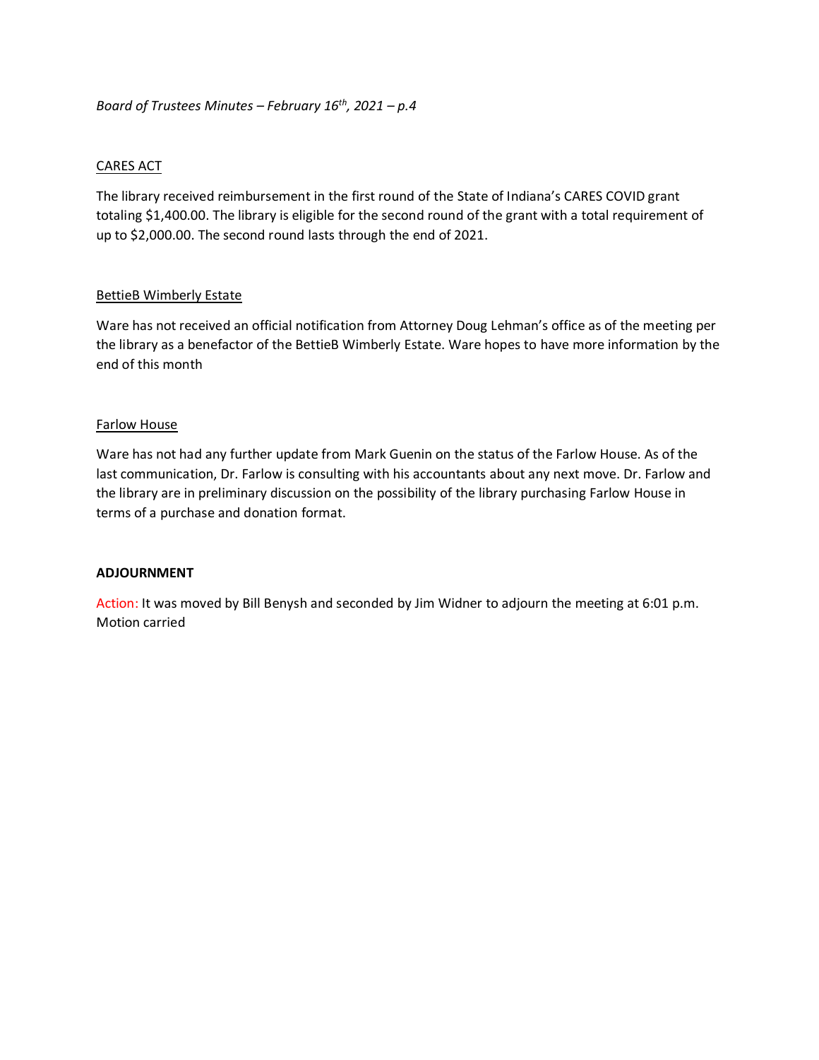CARES ACT

The library received reimbursement in the first round of the State of Indiana's CARES COVID grant totaling $1,400.00. The library is eligible for the second round of the grant with a total requirement of up to $2,000.00. The second round lasts through the end of 2021.

BettieB Wimberly Estate

Ware has not received an official notification from Attorney Doug Lehman's office as of the meeting per the library as a benefactor of the BettieB Wimberly Estate. Ware hopes to have more information by the end of this month

Farlow House

Ware has not had any further update from Mark Guenin on the status of the Farlow House. As of the last communication, Dr. Farlow is consulting with his accountants about any next move. Dr. Farlow and the library are in preliminary discussion on the possibility of the library purchasing Farlow House in terms of a purchase and donation format.

**ADJOURNMENT**

Action: It was moved by Bill Benysh and seconded by Jim Widner to adjourn the meeting at 6:01 p.m. Motion carried